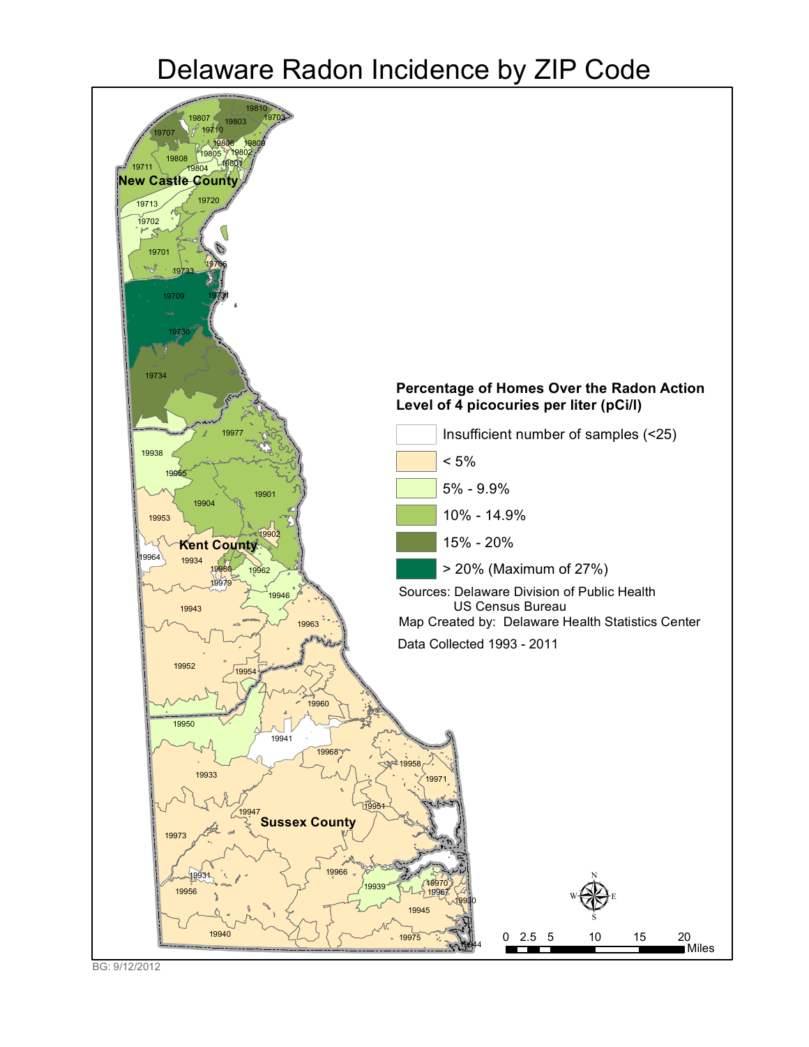# Delaware Radon Incidence by ZIP Code

**Percentage of Homes Over the Radon Action Level of 4 picocuries per liter (pCi/l)**

- Insufficient number of samples (<25)
- < 5%
- 5% - 9.9%
- 10% - 14.9%
- 15% - 20%
- > 20% (Maximum of 27%)

Sources: Delaware Division of Public Health
US Census Bureau

Map Created by: Delaware Health Statistics Center

Data Collected 1993 - 2011

New Castle County

19810, 19807, 19803, 19703, 19707, 19710, 19806, 19809, 19805, 19802, 19808, 19801, 19711, 19804, 19713, 19720, 19702, 19701, 19706, 19733, 19709, 19731, 19730, 19734

Kent County

19977, 19938, 19955, 19901, 19904, 19953, 19902, 19964, 19934, 19980, 19962, 19979, 19946, 19943, 19963, 19952, 19954

Sussex County

19960, 19950, 19941, 19968, 19958, 19933, 19971, 19951, 19947, 19973, 19931, 19966, 19939, 19970, 19967, 19956, 19930, 19945, 19940, 19975, 19944

0 2.5 5 10 15 20 Miles

BG: 9/12/2012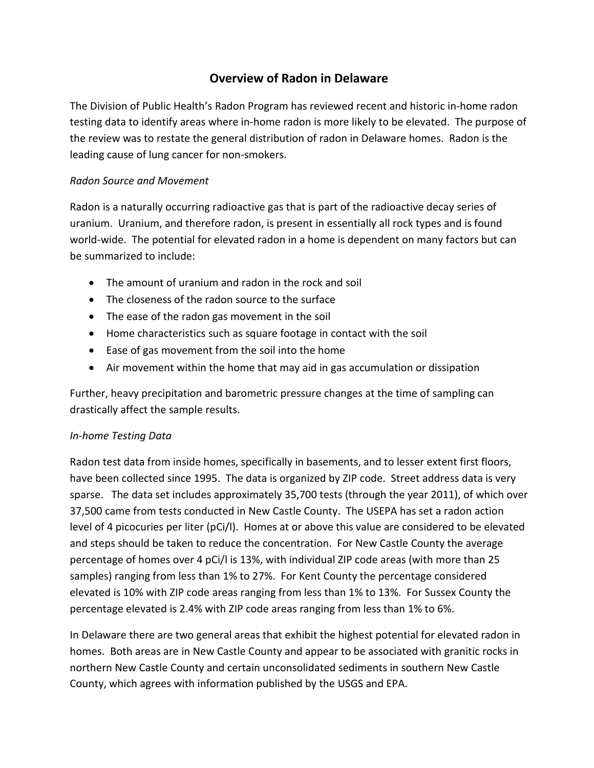## Overview of Radon in Delaware

The Division of Public Health's Radon Program has reviewed recent and historic in-home radon testing data to identify areas where in-home radon is more likely to be elevated. The purpose of the review was to restate the general distribution of radon in Delaware homes. Radon is the leading cause of lung cancer for non-smokers.

*Radon Source and Movement*

Radon is a naturally occurring radioactive gas that is part of the radioactive decay series of uranium. Uranium, and therefore radon, is present in essentially all rock types and is found world-wide. The potential for elevated radon in a home is dependent on many factors but can be summarized to include:

- The amount of uranium and radon in the rock and soil
- The closeness of the radon source to the surface
- The ease of the radon gas movement in the soil
- Home characteristics such as square footage in contact with the soil
- Ease of gas movement from the soil into the home
- Air movement within the home that may aid in gas accumulation or dissipation

Further, heavy precipitation and barometric pressure changes at the time of sampling can drastically affect the sample results.

*In-home Testing Data*

Radon test data from inside homes, specifically in basements, and to lesser extent first floors, have been collected since 1995. The data is organized by ZIP code. Street address data is very sparse. The data set includes approximately 35,700 tests (through the year 2011), of which over 37,500 came from tests conducted in New Castle County. The USEPA has set a radon action level of 4 picocuries per liter (pCi/l). Homes at or above this value are considered to be elevated and steps should be taken to reduce the concentration. For New Castle County the average percentage of homes over 4 pCi/l is 13%, with individual ZIP code areas (with more than 25 samples) ranging from less than 1% to 27%. For Kent County the percentage considered elevated is 10% with ZIP code areas ranging from less than 1% to 13%. For Sussex County the percentage elevated is 2.4% with ZIP code areas ranging from less than 1% to 6%.

In Delaware there are two general areas that exhibit the highest potential for elevated radon in homes. Both areas are in New Castle County and appear to be associated with granitic rocks in northern New Castle County and certain unconsolidated sediments in southern New Castle County, which agrees with information published by the USGS and EPA.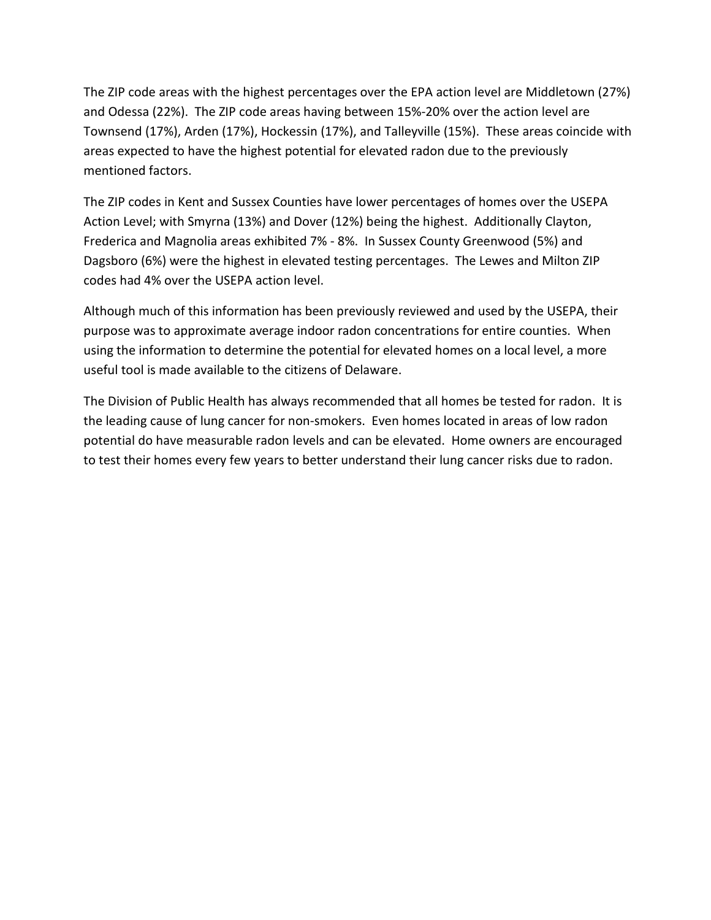The ZIP code areas with the highest percentages over the EPA action level are Middletown (27%) and Odessa (22%). The ZIP code areas having between 15%-20% over the action level are Townsend (17%), Arden (17%), Hockessin (17%), and Talleyville (15%). These areas coincide with areas expected to have the highest potential for elevated radon due to the previously mentioned factors.

The ZIP codes in Kent and Sussex Counties have lower percentages of homes over the USEPA Action Level; with Smyrna (13%) and Dover (12%) being the highest. Additionally Clayton, Frederica and Magnolia areas exhibited 7% - 8%. In Sussex County Greenwood (5%) and Dagsboro (6%) were the highest in elevated testing percentages. The Lewes and Milton ZIP codes had 4% over the USEPA action level.

Although much of this information has been previously reviewed and used by the USEPA, their purpose was to approximate average indoor radon concentrations for entire counties. When using the information to determine the potential for elevated homes on a local level, a more useful tool is made available to the citizens of Delaware.

The Division of Public Health has always recommended that all homes be tested for radon. It is the leading cause of lung cancer for non-smokers. Even homes located in areas of low radon potential do have measurable radon levels and can be elevated. Home owners are encouraged to test their homes every few years to better understand their lung cancer risks due to radon.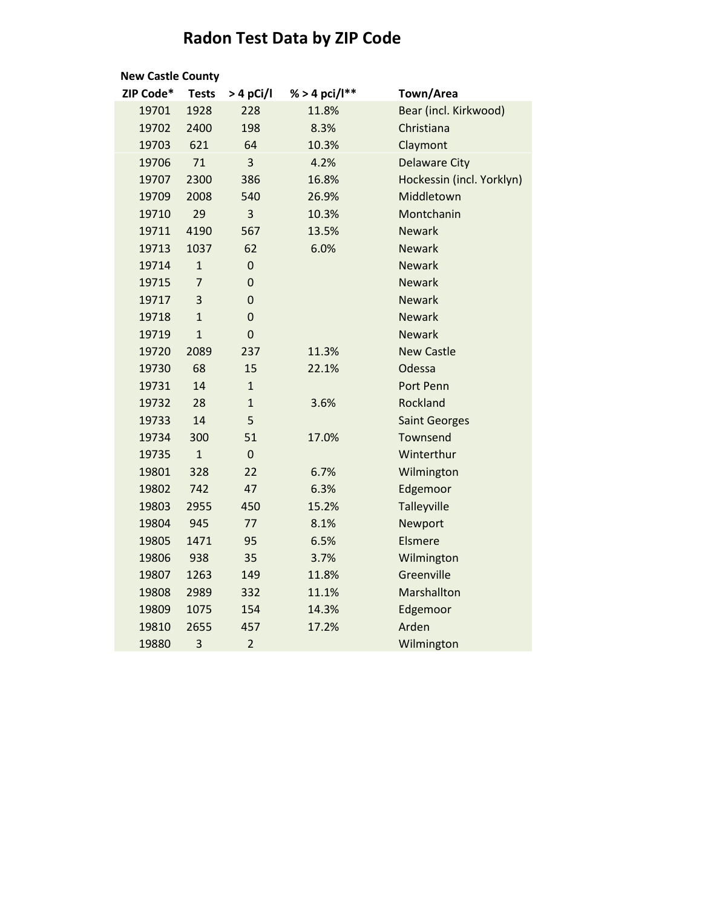# Radon Test Data by ZIP Code

**New Castle County**

| ZIP Code* | Tests | > 4 pCi/l | % > 4 pci/l** | Town/Area |
|---|---|---|---|---|
| 19701 | 1928 | 228 | 11.8% | Bear (incl. Kirkwood) |
| 19702 | 2400 | 198 | 8.3% | Christiana |
| 19703 | 621 | 64 | 10.3% | Claymont |
| 19706 | 71 | 3 | 4.2% | Delaware City |
| 19707 | 2300 | 386 | 16.8% | Hockessin (incl. Yorklyn) |
| 19709 | 2008 | 540 | 26.9% | Middletown |
| 19710 | 29 | 3 | 10.3% | Montchanin |
| 19711 | 4190 | 567 | 13.5% | Newark |
| 19713 | 1037 | 62 | 6.0% | Newark |
| 19714 | 1 | 0 | | Newark |
| 19715 | 7 | 0 | | Newark |
| 19717 | 3 | 0 | | Newark |
| 19718 | 1 | 0 | | Newark |
| 19719 | 1 | 0 | | Newark |
| 19720 | 2089 | 237 | 11.3% | New Castle |
| 19730 | 68 | 15 | 22.1% | Odessa |
| 19731 | 14 | 1 | | Port Penn |
| 19732 | 28 | 1 | 3.6% | Rockland |
| 19733 | 14 | 5 | | Saint Georges |
| 19734 | 300 | 51 | 17.0% | Townsend |
| 19735 | 1 | 0 | | Winterthur |
| 19801 | 328 | 22 | 6.7% | Wilmington |
| 19802 | 742 | 47 | 6.3% | Edgemoor |
| 19803 | 2955 | 450 | 15.2% | Talleyville |
| 19804 | 945 | 77 | 8.1% | Newport |
| 19805 | 1471 | 95 | 6.5% | Elsmere |
| 19806 | 938 | 35 | 3.7% | Wilmington |
| 19807 | 1263 | 149 | 11.8% | Greenville |
| 19808 | 2989 | 332 | 11.1% | Marshallton |
| 19809 | 1075 | 154 | 14.3% | Edgemoor |
| 19810 | 2655 | 457 | 17.2% | Arden |
| 19880 | 3 | 2 | | Wilmington |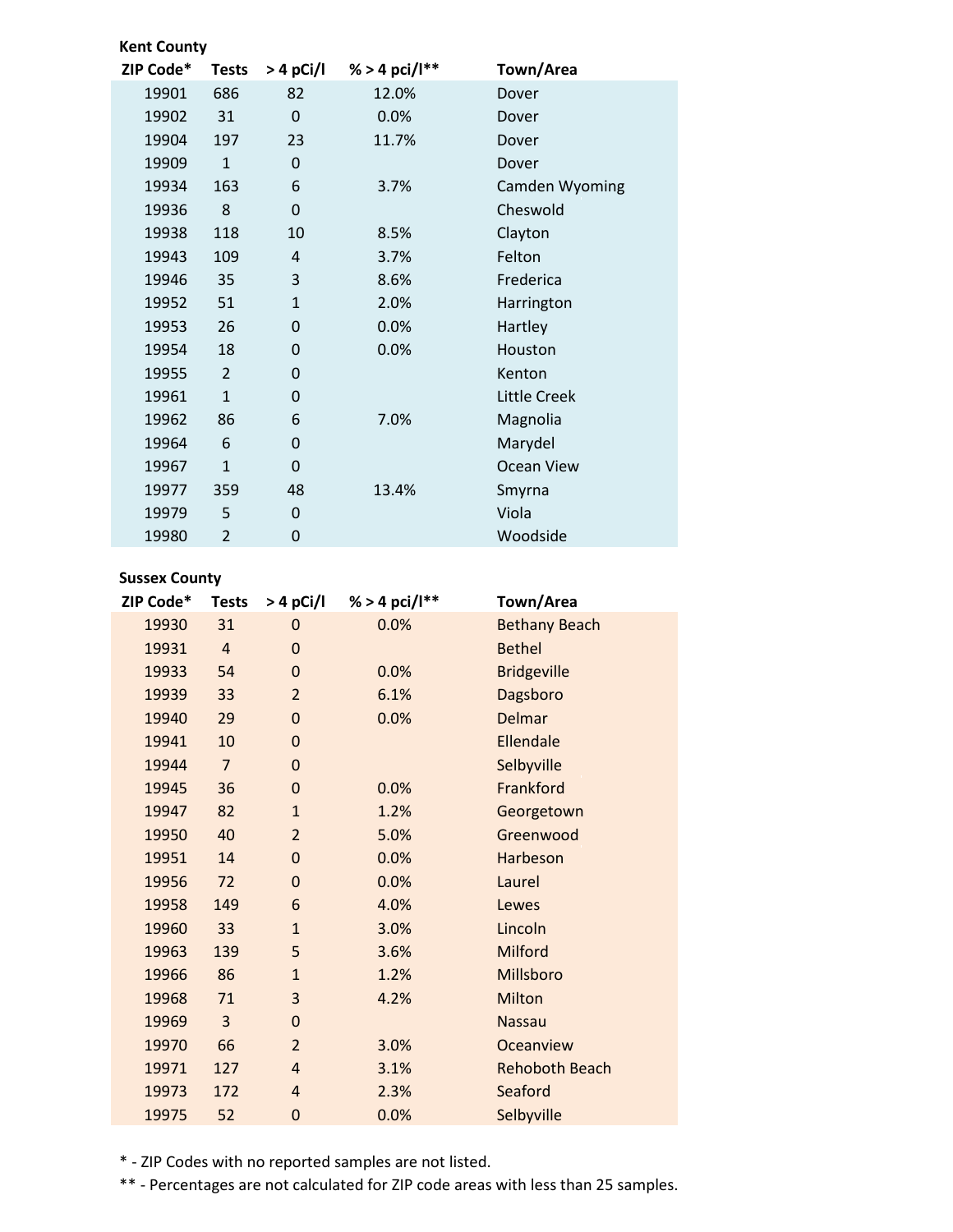**Kent County**

| ZIP Code* | Tests | > 4 pCi/l | % > 4 pci/l** | Town/Area |
|---|---|---|---|---|
| 19901 | 686 | 82 | 12.0% | Dover |
| 19902 | 31 | 0 | 0.0% | Dover |
| 19904 | 197 | 23 | 11.7% | Dover |
| 19909 | 1 | 0 | | Dover |
| 19934 | 163 | 6 | 3.7% | Camden Wyoming |
| 19936 | 8 | 0 | | Cheswold |
| 19938 | 118 | 10 | 8.5% | Clayton |
| 19943 | 109 | 4 | 3.7% | Felton |
| 19946 | 35 | 3 | 8.6% | Frederica |
| 19952 | 51 | 1 | 2.0% | Harrington |
| 19953 | 26 | 0 | 0.0% | Hartley |
| 19954 | 18 | 0 | 0.0% | Houston |
| 19955 | 2 | 0 | | Kenton |
| 19961 | 1 | 0 | | Little Creek |
| 19962 | 86 | 6 | 7.0% | Magnolia |
| 19964 | 6 | 0 | | Marydel |
| 19967 | 1 | 0 | | Ocean View |
| 19977 | 359 | 48 | 13.4% | Smyrna |
| 19979 | 5 | 0 | | Viola |
| 19980 | 2 | 0 | | Woodside |

**Sussex County**

| ZIP Code* | Tests | > 4 pCi/l | % > 4 pci/l** | Town/Area |
|---|---|---|---|---|
| 19930 | 31 | 0 | 0.0% | Bethany Beach |
| 19931 | 4 | 0 | | Bethel |
| 19933 | 54 | 0 | 0.0% | Bridgeville |
| 19939 | 33 | 2 | 6.1% | Dagsboro |
| 19940 | 29 | 0 | 0.0% | Delmar |
| 19941 | 10 | 0 | | Ellendale |
| 19944 | 7 | 0 | | Selbyville |
| 19945 | 36 | 0 | 0.0% | Frankford |
| 19947 | 82 | 1 | 1.2% | Georgetown |
| 19950 | 40 | 2 | 5.0% | Greenwood |
| 19951 | 14 | 0 | 0.0% | Harbeson |
| 19956 | 72 | 0 | 0.0% | Laurel |
| 19958 | 149 | 6 | 4.0% | Lewes |
| 19960 | 33 | 1 | 3.0% | Lincoln |
| 19963 | 139 | 5 | 3.6% | Milford |
| 19966 | 86 | 1 | 1.2% | Millsboro |
| 19968 | 71 | 3 | 4.2% | Milton |
| 19969 | 3 | 0 | | Nassau |
| 19970 | 66 | 2 | 3.0% | Oceanview |
| 19971 | 127 | 4 | 3.1% | Rehoboth Beach |
| 19973 | 172 | 4 | 2.3% | Seaford |
| 19975 | 52 | 0 | 0.0% | Selbyville |

* - ZIP Codes with no reported samples are not listed.

** - Percentages are not calculated for ZIP code areas with less than 25 samples.